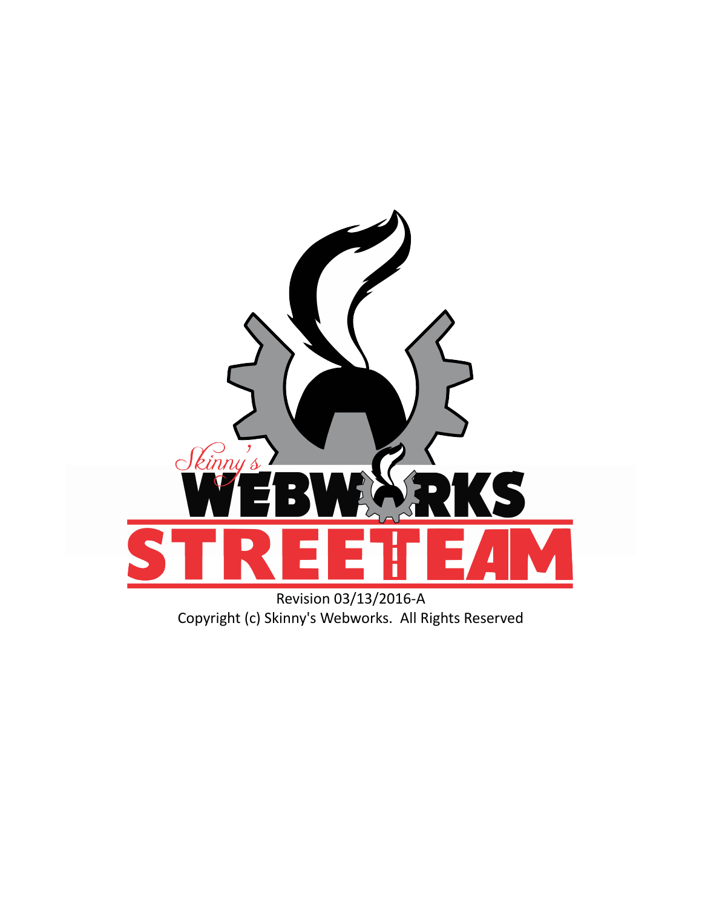# Skinny's WEBWORKS STREETEAM

Revision 03/13/2016-A

Copyright (c) Skinny's Webworks. All Rights Reserved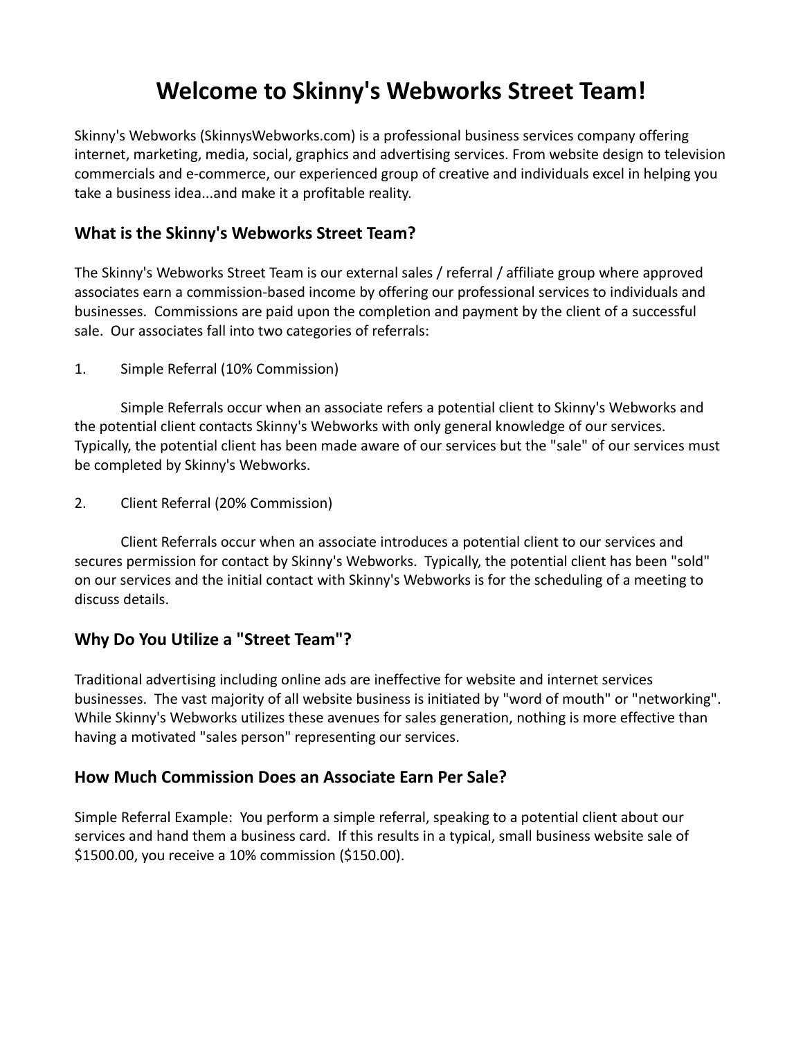# Welcome to Skinny's Webworks Street Team!

Skinny's Webworks (SkinnysWebworks.com) is a professional business services company offering internet, marketing, media, social, graphics and advertising services. From website design to television commercials and e-commerce, our experienced group of creative and individuals excel in helping you take a business idea...and make it a profitable reality.

## What is the Skinny's Webworks Street Team?

The Skinny's Webworks Street Team is our external sales / referral / affiliate group where approved associates earn a commission-based income by offering our professional services to individuals and businesses. Commissions are paid upon the completion and payment by the client of a successful sale. Our associates fall into two categories of referrals:

1. Simple Referral (10% Commission)

   Simple Referrals occur when an associate refers a potential client to Skinny's Webworks and the potential client contacts Skinny's Webworks with only general knowledge of our services. Typically, the potential client has been made aware of our services but the "sale" of our services must be completed by Skinny's Webworks.

2. Client Referral (20% Commission)

   Client Referrals occur when an associate introduces a potential client to our services and secures permission for contact by Skinny's Webworks. Typically, the potential client has been "sold" on our services and the initial contact with Skinny's Webworks is for the scheduling of a meeting to discuss details.

## Why Do You Utilize a "Street Team"?

Traditional advertising including online ads are ineffective for website and internet services businesses. The vast majority of all website business is initiated by "word of mouth" or "networking". While Skinny's Webworks utilizes these avenues for sales generation, nothing is more effective than having a motivated "sales person" representing our services.

## How Much Commission Does an Associate Earn Per Sale?

Simple Referral Example: You perform a simple referral, speaking to a potential client about our services and hand them a business card. If this results in a typical, small business website sale of $1500.00, you receive a 10% commission ($150.00).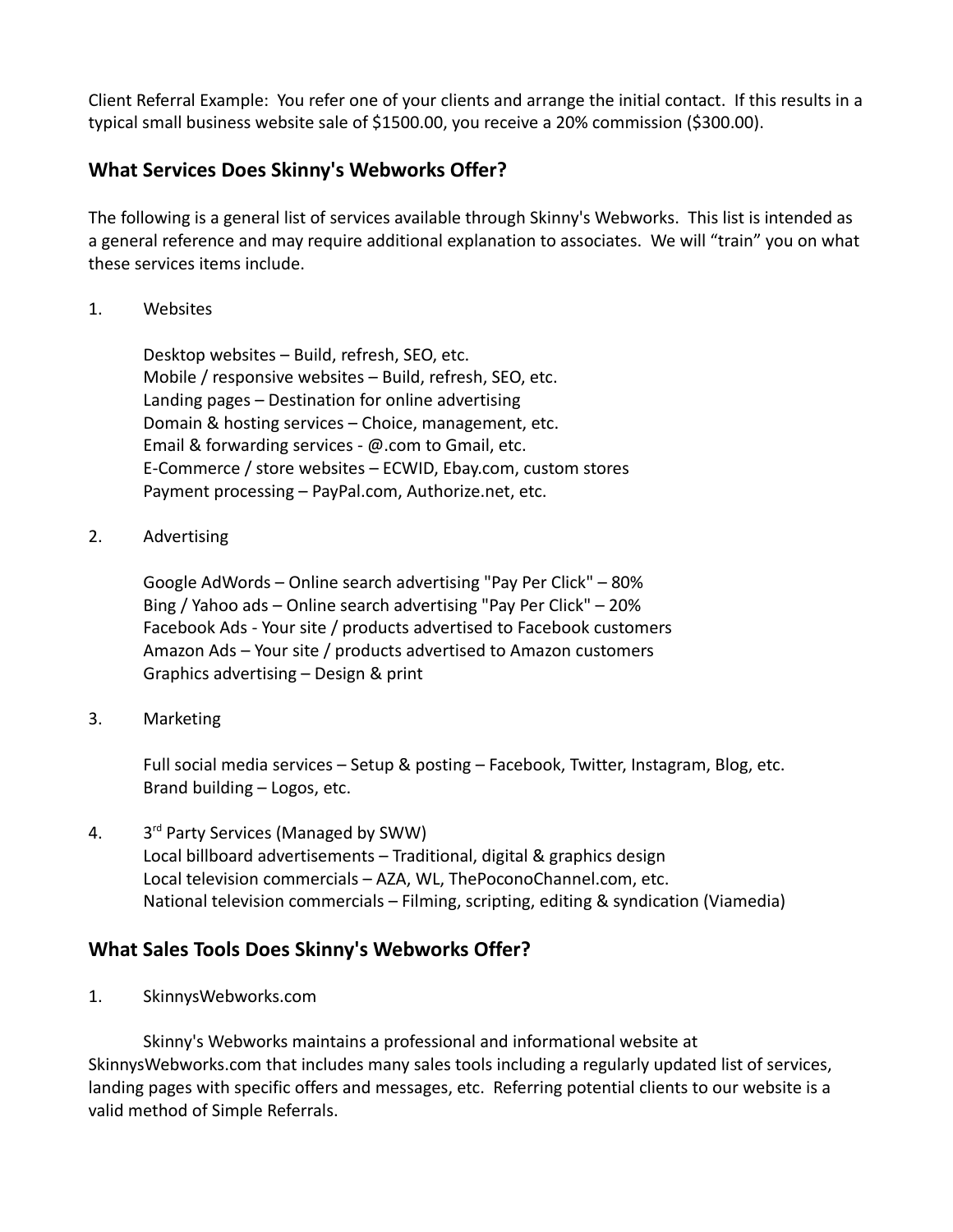Client Referral Example: You refer one of your clients and arrange the initial contact. If this results in a typical small business website sale of $1500.00, you receive a 20% commission ($300.00).

## What Services Does Skinny's Webworks Offer?

The following is a general list of services available through Skinny's Webworks. This list is intended as a general reference and may require additional explanation to associates. We will "train" you on what these services items include.

1. Websites

   Desktop websites – Build, refresh, SEO, etc.
   Mobile / responsive websites – Build, refresh, SEO, etc.
   Landing pages – Destination for online advertising
   Domain & hosting services – Choice, management, etc.
   Email & forwarding services - @.com to Gmail, etc.
   E-Commerce / store websites – ECWID, Ebay.com, custom stores
   Payment processing – PayPal.com, Authorize.net, etc.

2. Advertising

   Google AdWords – Online search advertising "Pay Per Click" – 80%
   Bing / Yahoo ads – Online search advertising "Pay Per Click" – 20%
   Facebook Ads - Your site / products advertised to Facebook customers
   Amazon Ads – Your site / products advertised to Amazon customers
   Graphics advertising – Design & print

3. Marketing

   Full social media services – Setup & posting – Facebook, Twitter, Instagram, Blog, etc.
   Brand building – Logos, etc.

4. 3rd Party Services (Managed by SWW)
   Local billboard advertisements – Traditional, digital & graphics design
   Local television commercials – AZA, WL, ThePoconoChannel.com, etc.
   National television commercials – Filming, scripting, editing & syndication (Viamedia)

## What Sales Tools Does Skinny's Webworks Offer?

1. SkinnysWebworks.com

   Skinny's Webworks maintains a professional and informational website at SkinnysWebworks.com that includes many sales tools including a regularly updated list of services, landing pages with specific offers and messages, etc. Referring potential clients to our website is a valid method of Simple Referrals.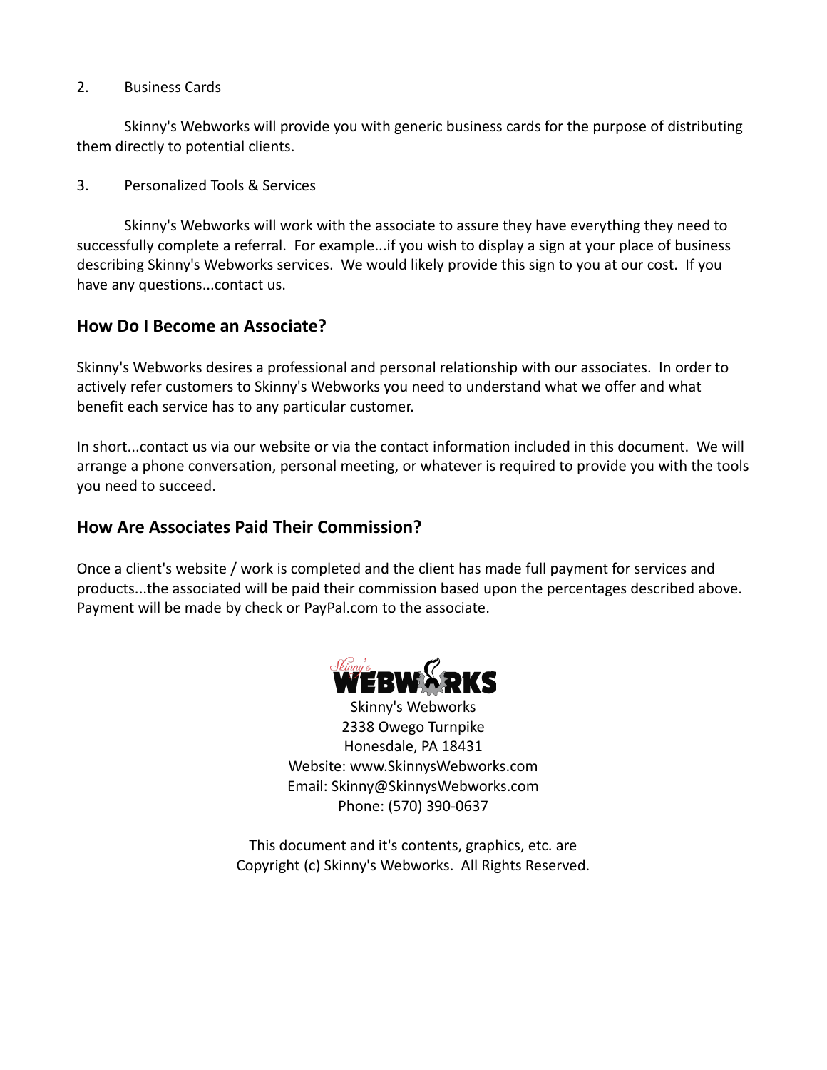2. Business Cards

Skinny's Webworks will provide you with generic business cards for the purpose of distributing them directly to potential clients.

3. Personalized Tools & Services

Skinny's Webworks will work with the associate to assure they have everything they need to successfully complete a referral. For example...if you wish to display a sign at your place of business describing Skinny's Webworks services. We would likely provide this sign to you at our cost. If you have any questions...contact us.

## How Do I Become an Associate?

Skinny's Webworks desires a professional and personal relationship with our associates. In order to actively refer customers to Skinny's Webworks you need to understand what we offer and what benefit each service has to any particular customer.

In short...contact us via our website or via the contact information included in this document. We will arrange a phone conversation, personal meeting, or whatever is required to provide you with the tools you need to succeed.

## How Are Associates Paid Their Commission?

Once a client's website / work is completed and the client has made full payment for services and products...the associated will be paid their commission based upon the percentages described above. Payment will be made by check or PayPal.com to the associate.

Skinny's WEBWORKS

Skinny's Webworks
2338 Owego Turnpike
Honesdale, PA 18431
Website: www.SkinnysWebworks.com
Email: Skinny@SkinnysWebworks.com
Phone: (570) 390-0637

This document and it's contents, graphics, etc. are
Copyright (c) Skinny's Webworks. All Rights Reserved.